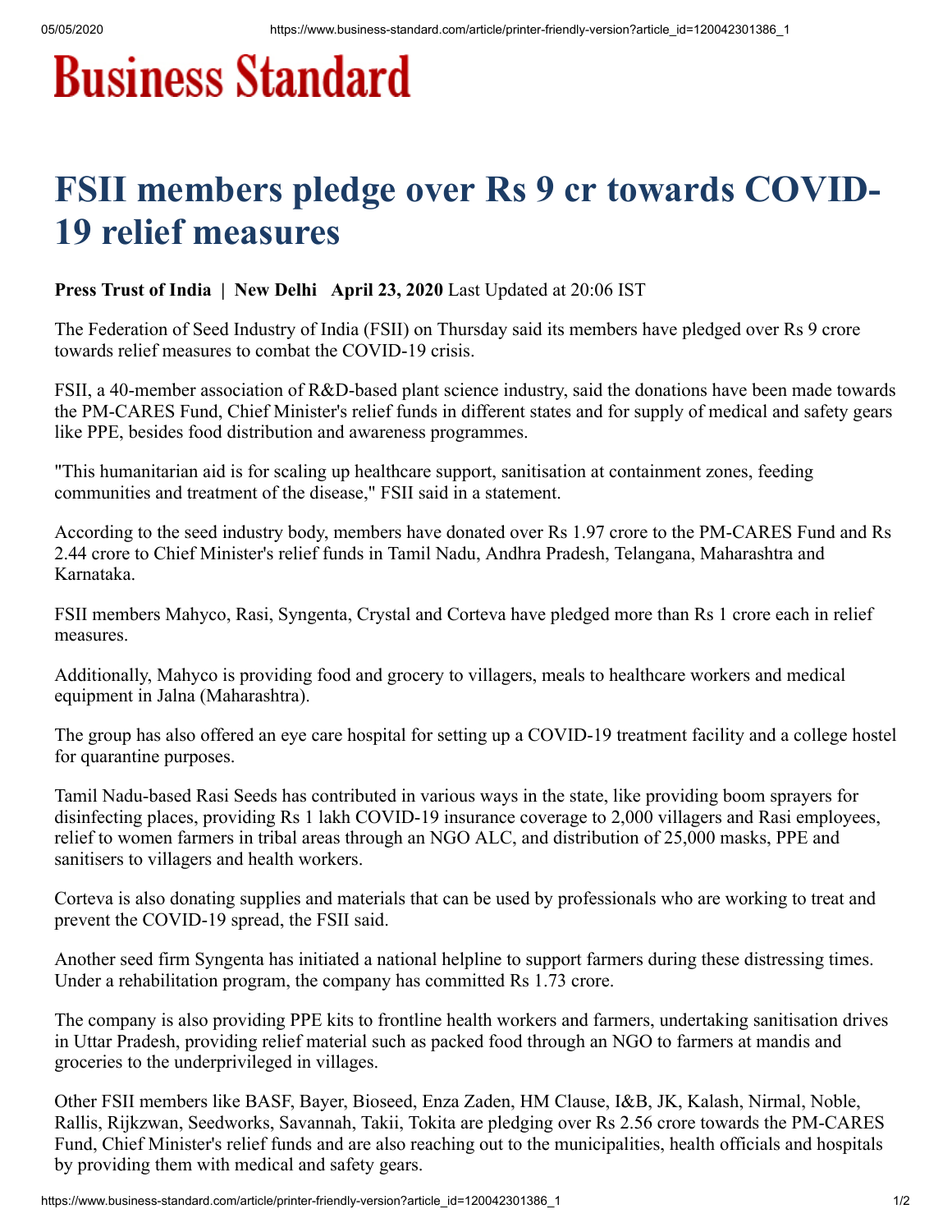# Business Standard

# FSII members pledge over Rs 9 cr towards COVID-19 relief measures

**Press Trust of India | New Delhi April 23, 2020** Last Updated at 20:06 IST

The Federation of Seed Industry of India (FSII) on Thursday said its members have pledged over Rs 9 crore towards relief measures to combat the COVID-19 crisis.

FSII, a 40-member association of R&D-based plant science industry, said the donations have been made towards the PM-CARES Fund, Chief Minister's relief funds in different states and for supply of medical and safety gears like PPE, besides food distribution and awareness programmes.

"This humanitarian aid is for scaling up healthcare support, sanitisation at containment zones, feeding communities and treatment of the disease," FSII said in a statement.

According to the seed industry body, members have donated over Rs 1.97 crore to the PM-CARES Fund and Rs 2.44 crore to Chief Minister's relief funds in Tamil Nadu, Andhra Pradesh, Telangana, Maharashtra and Karnataka.

FSII members Mahyco, Rasi, Syngenta, Crystal and Corteva have pledged more than Rs 1 crore each in relief measures.

Additionally, Mahyco is providing food and grocery to villagers, meals to healthcare workers and medical equipment in Jalna (Maharashtra).

The group has also offered an eye care hospital for setting up a COVID-19 treatment facility and a college hostel for quarantine purposes.

Tamil Nadu-based Rasi Seeds has contributed in various ways in the state, like providing boom sprayers for disinfecting places, providing Rs 1 lakh COVID-19 insurance coverage to 2,000 villagers and Rasi employees, relief to women farmers in tribal areas through an NGO ALC, and distribution of 25,000 masks, PPE and sanitisers to villagers and health workers.

Corteva is also donating supplies and materials that can be used by professionals who are working to treat and prevent the COVID-19 spread, the FSII said.

Another seed firm Syngenta has initiated a national helpline to support farmers during these distressing times. Under a rehabilitation program, the company has committed Rs 1.73 crore.

The company is also providing PPE kits to frontline health workers and farmers, undertaking sanitisation drives in Uttar Pradesh, providing relief material such as packed food through an NGO to farmers at mandis and groceries to the underprivileged in villages.

Other FSII members like BASF, Bayer, Bioseed, Enza Zaden, HM Clause, I&B, JK, Kalash, Nirmal, Noble, Rallis, Rijkzwan, Seedworks, Savannah, Takii, Tokita are pledging over Rs 2.56 crore towards the PM-CARES Fund, Chief Minister's relief funds and are also reaching out to the municipalities, health officials and hospitals by providing them with medical and safety gears.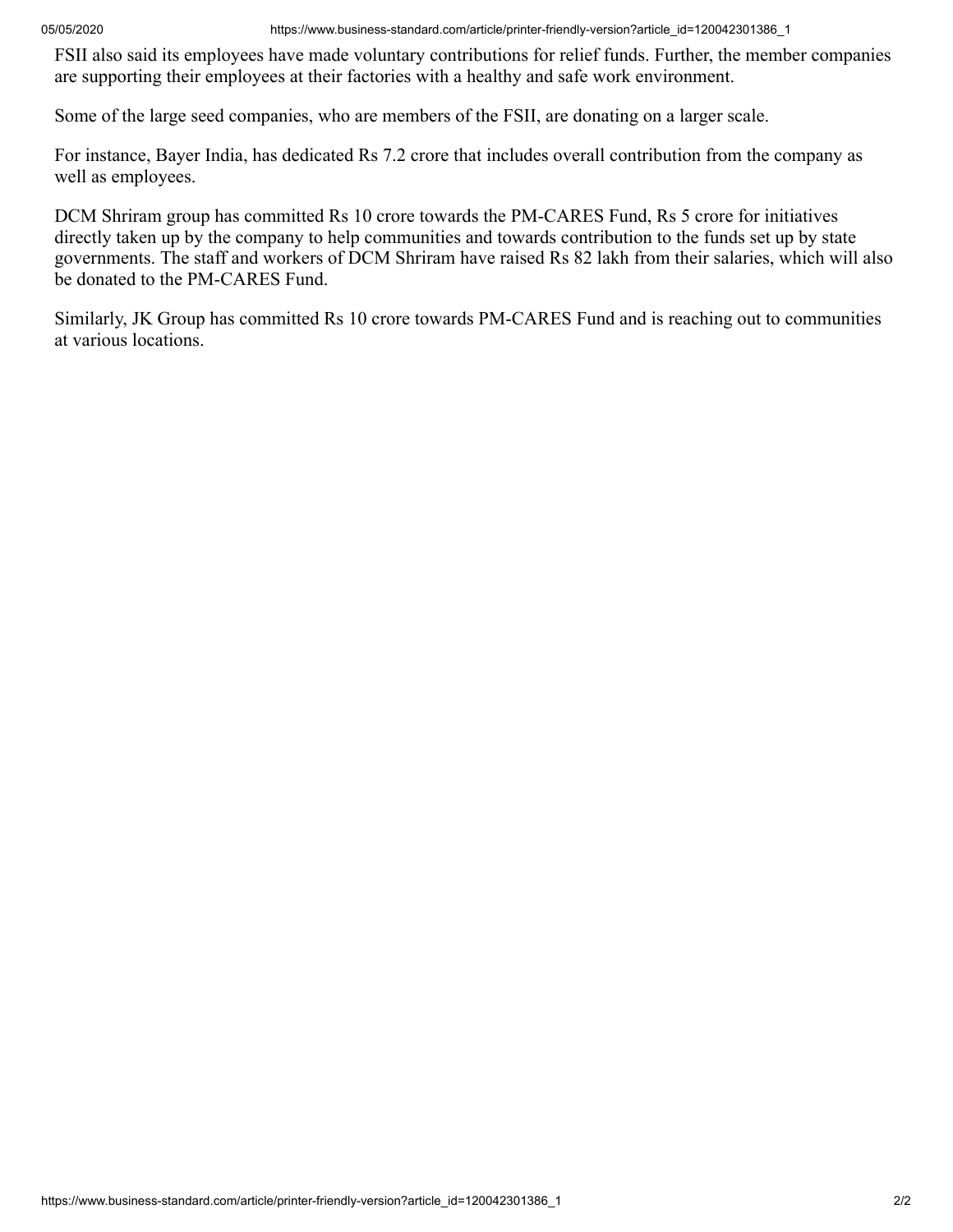FSII also said its employees have made voluntary contributions for relief funds. Further, the member companies are supporting their employees at their factories with a healthy and safe work environment.

Some of the large seed companies, who are members of the FSII, are donating on a larger scale.

For instance, Bayer India, has dedicated Rs 7.2 crore that includes overall contribution from the company as well as employees.

DCM Shriram group has committed Rs 10 crore towards the PM-CARES Fund, Rs 5 crore for initiatives directly taken up by the company to help communities and towards contribution to the funds set up by state governments. The staff and workers of DCM Shriram have raised Rs 82 lakh from their salaries, which will also be donated to the PM-CARES Fund.

Similarly, JK Group has committed Rs 10 crore towards PM-CARES Fund and is reaching out to communities at various locations.